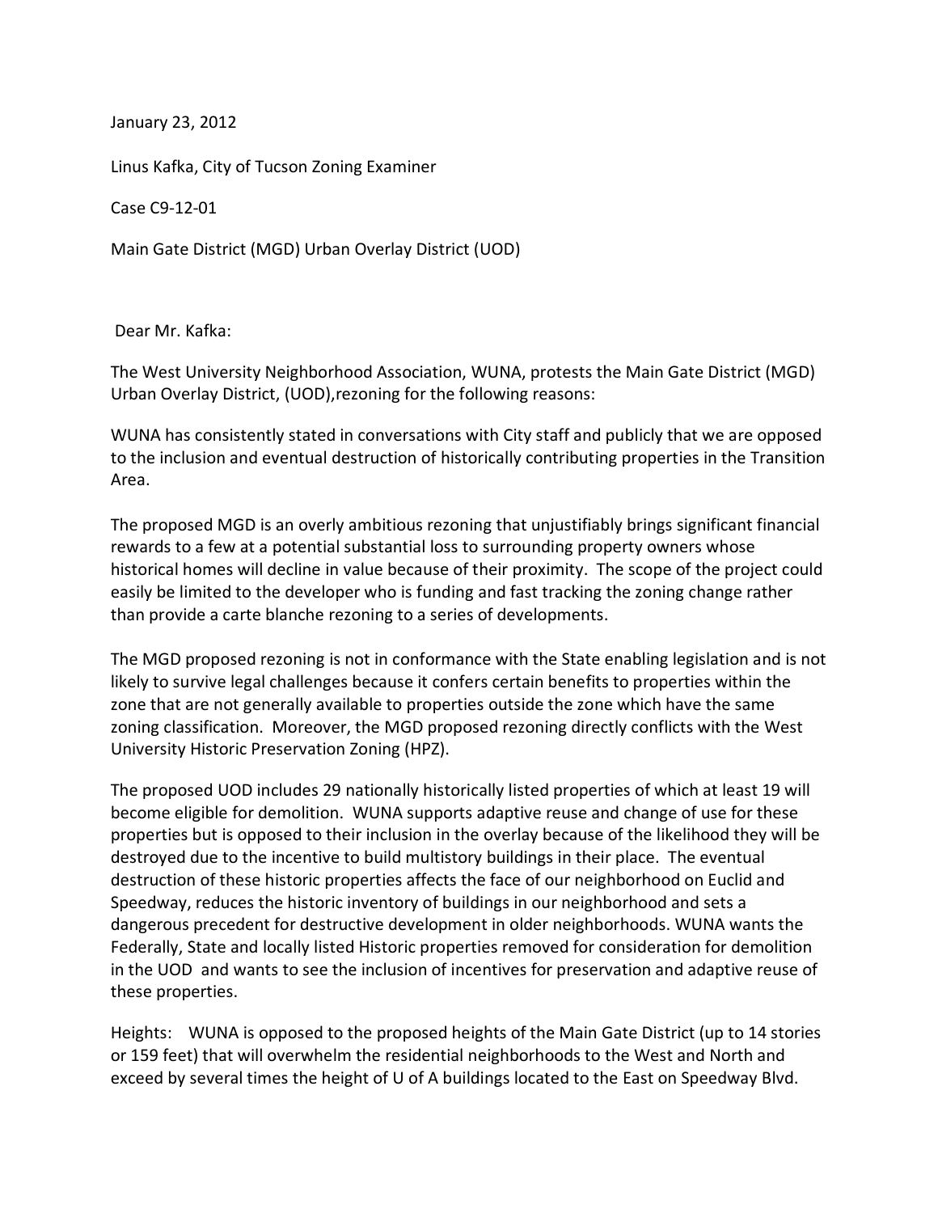January 23, 2012

Linus Kafka, City of Tucson Zoning Examiner

Case C9-12-01

Main Gate District (MGD) Urban Overlay District (UOD)

Dear Mr. Kafka:

The West University Neighborhood Association, WUNA, protests the Main Gate District (MGD) Urban Overlay District, (UOD),rezoning for the following reasons:

WUNA has consistently stated in conversations with City staff and publicly that we are opposed to the inclusion and eventual destruction of historically contributing properties in the Transition Area.

The proposed MGD is an overly ambitious rezoning that unjustifiably brings significant financial rewards to a few at a potential substantial loss to surrounding property owners whose historical homes will decline in value because of their proximity. The scope of the project could easily be limited to the developer who is funding and fast tracking the zoning change rather than provide a carte blanche rezoning to a series of developments.

The MGD proposed rezoning is not in conformance with the State enabling legislation and is not likely to survive legal challenges because it confers certain benefits to properties within the zone that are not generally available to properties outside the zone which have the same zoning classification. Moreover, the MGD proposed rezoning directly conflicts with the West University Historic Preservation Zoning (HPZ).

The proposed UOD includes 29 nationally historically listed properties of which at least 19 will become eligible for demolition. WUNA supports adaptive reuse and change of use for these properties but is opposed to their inclusion in the overlay because of the likelihood they will be destroyed due to the incentive to build multistory buildings in their place. The eventual destruction of these historic properties affects the face of our neighborhood on Euclid and Speedway, reduces the historic inventory of buildings in our neighborhood and sets a dangerous precedent for destructive development in older neighborhoods. WUNA wants the Federally, State and locally listed Historic properties removed for consideration for demolition in the UOD and wants to see the inclusion of incentives for preservation and adaptive reuse of these properties.

Heights: WUNA is opposed to the proposed heights of the Main Gate District (up to 14 stories or 159 feet) that will overwhelm the residential neighborhoods to the West and North and exceed by several times the height of U of A buildings located to the East on Speedway Blvd.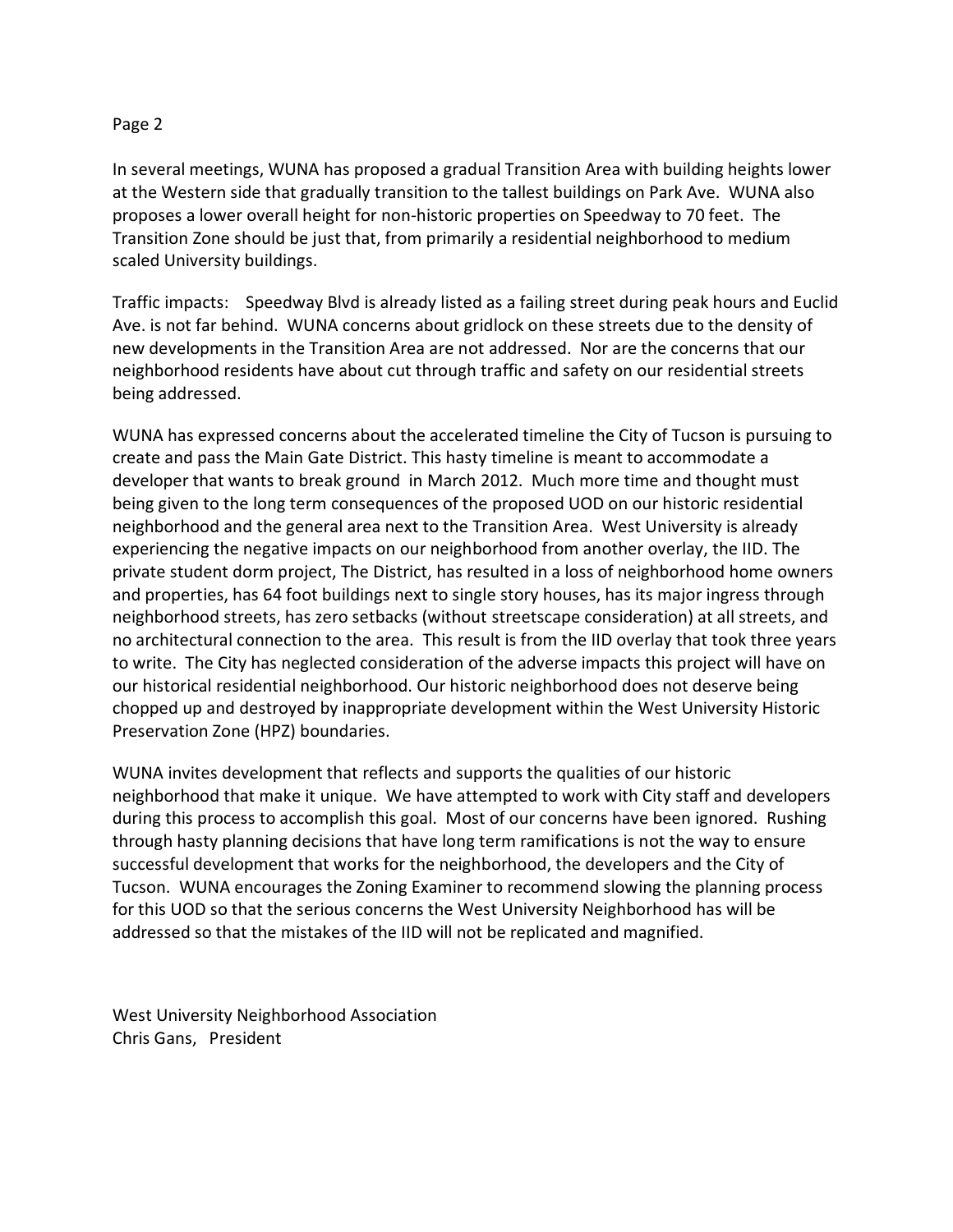In several meetings, WUNA has proposed a gradual Transition Area with building heights lower at the Western side that gradually transition to the tallest buildings on Park Ave. WUNA also proposes a lower overall height for non-historic properties on Speedway to 70 feet. The Transition Zone should be just that, from primarily a residential neighborhood to medium scaled University buildings.

Traffic impacts: Speedway Blvd is already listed as a failing street during peak hours and Euclid Ave. is not far behind. WUNA concerns about gridlock on these streets due to the density of new developments in the Transition Area are not addressed. Nor are the concerns that our neighborhood residents have about cut through traffic and safety on our residential streets being addressed.

WUNA has expressed concerns about the accelerated timeline the City of Tucson is pursuing to create and pass the Main Gate District. This hasty timeline is meant to accommodate a developer that wants to break ground in March 2012. Much more time and thought must being given to the long term consequences of the proposed UOD on our historic residential neighborhood and the general area next to the Transition Area. West University is already experiencing the negative impacts on our neighborhood from another overlay, the IID. The private student dorm project, The District, has resulted in a loss of neighborhood home owners and properties, has 64 foot buildings next to single story houses, has its major ingress through neighborhood streets, has zero setbacks (without streetscape consideration) at all streets, and no architectural connection to the area. This result is from the IID overlay that took three years to write. The City has neglected consideration of the adverse impacts this project will have on our historical residential neighborhood. Our historic neighborhood does not deserve being chopped up and destroyed by inappropriate development within the West University Historic Preservation Zone (HPZ) boundaries.

WUNA invites development that reflects and supports the qualities of our historic neighborhood that make it unique. We have attempted to work with City staff and developers during this process to accomplish this goal. Most of our concerns have been ignored. Rushing through hasty planning decisions that have long term ramifications is not the way to ensure successful development that works for the neighborhood, the developers and the City of Tucson. WUNA encourages the Zoning Examiner to recommend slowing the planning process for this UOD so that the serious concerns the West University Neighborhood has will be addressed so that the mistakes of the IID will not be replicated and magnified.

West University Neighborhood Association
Chris Gans, President